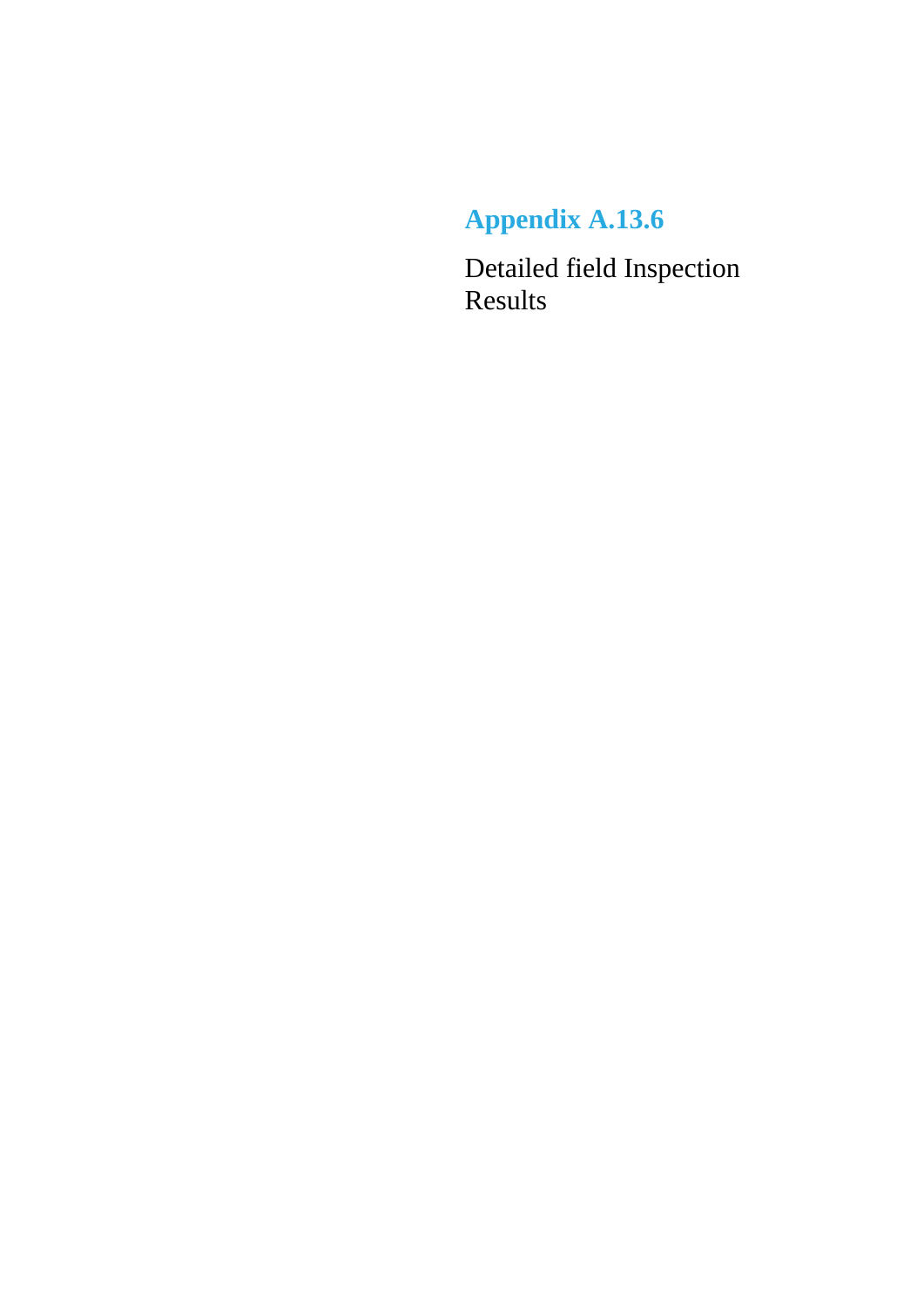# Appendix A.13.6

Detailed field Inspection Results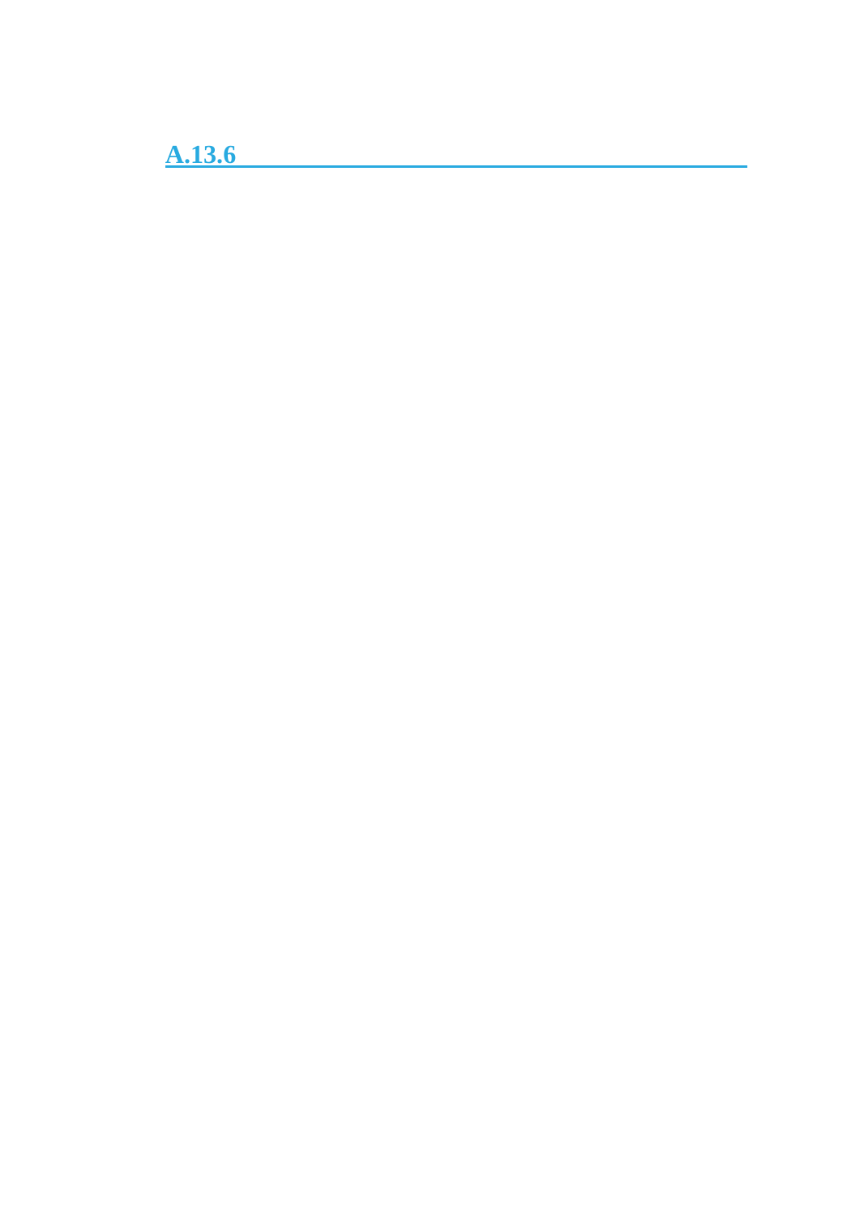## A.13.6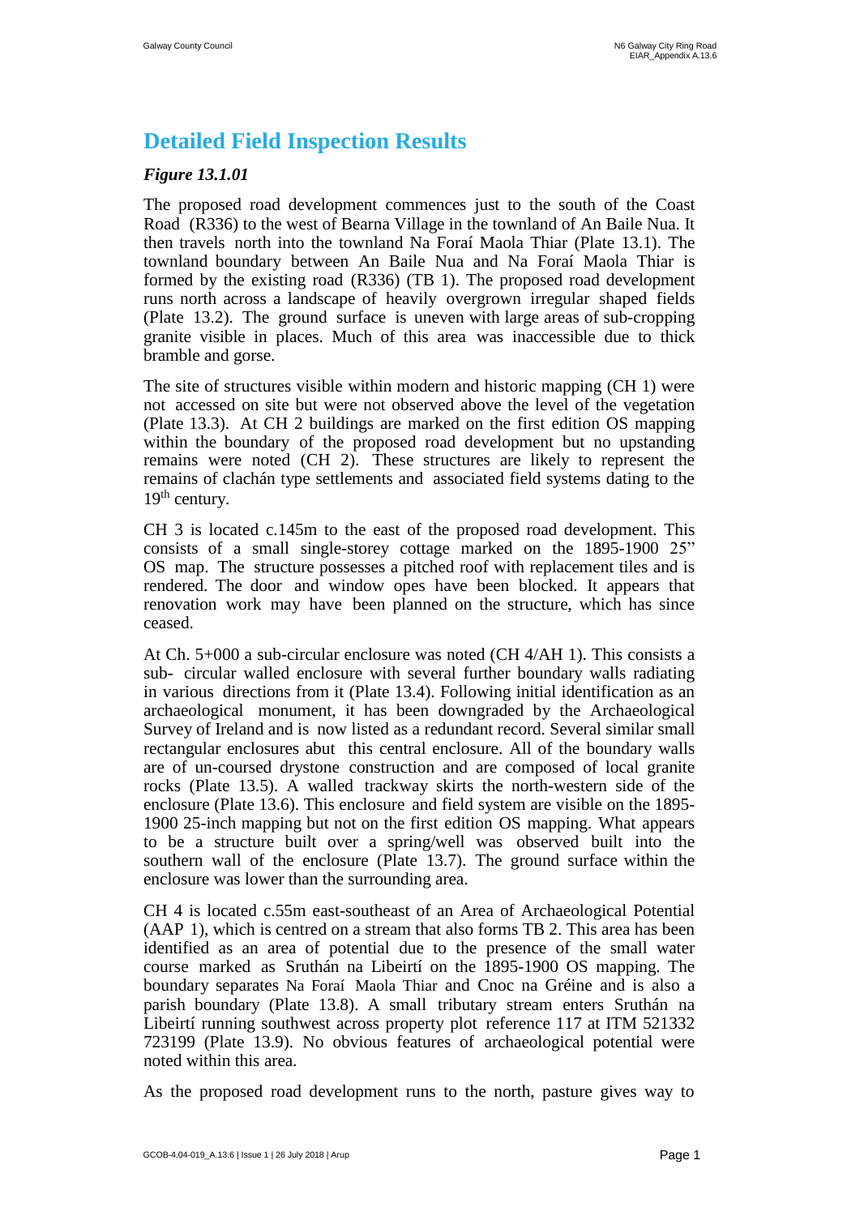# Detailed Field Inspection Results

***Figure 13.1.01***

The proposed road development commences just to the south of the Coast Road (R336) to the west of Bearna Village in the townland of An Baile Nua. It then travels north into the townland Na Foraí Maola Thiar (Plate 13.1). The townland boundary between An Baile Nua and Na Foraí Maola Thiar is formed by the existing road (R336) (TB 1). The proposed road development runs north across a landscape of heavily overgrown irregular shaped fields (Plate 13.2). The ground surface is uneven with large areas of sub-cropping granite visible in places. Much of this area was inaccessible due to thick bramble and gorse.

The site of structures visible within modern and historic mapping (CH 1) were not accessed on site but were not observed above the level of the vegetation (Plate 13.3). At CH 2 buildings are marked on the first edition OS mapping within the boundary of the proposed road development but no upstanding remains were noted (CH 2). These structures are likely to represent the remains of clachán type settlements and associated field systems dating to the 19th century.

CH 3 is located c.145m to the east of the proposed road development. This consists of a small single-storey cottage marked on the 1895-1900 25" OS map. The structure possesses a pitched roof with replacement tiles and is rendered. The door and window opes have been blocked. It appears that renovation work may have been planned on the structure, which has since ceased.

At Ch. 5+000 a sub-circular enclosure was noted (CH 4/AH 1). This consists a sub- circular walled enclosure with several further boundary walls radiating in various directions from it (Plate 13.4). Following initial identification as an archaeological monument, it has been downgraded by the Archaeological Survey of Ireland and is now listed as a redundant record. Several similar small rectangular enclosures abut this central enclosure. All of the boundary walls are of un-coursed drystone construction and are composed of local granite rocks (Plate 13.5). A walled trackway skirts the north-western side of the enclosure (Plate 13.6). This enclosure and field system are visible on the 1895-1900 25-inch mapping but not on the first edition OS mapping. What appears to be a structure built over a spring/well was observed built into the southern wall of the enclosure (Plate 13.7). The ground surface within the enclosure was lower than the surrounding area.

CH 4 is located c.55m east-southeast of an Area of Archaeological Potential (AAP 1), which is centred on a stream that also forms TB 2. This area has been identified as an area of potential due to the presence of the small water course marked as Sruthán na Libeirtí on the 1895-1900 OS mapping. The boundary separates Na Foraí Maola Thiar and Cnoc na Gréine and is also a parish boundary (Plate 13.8). A small tributary stream enters Sruthán na Libeirtí running southwest across property plot reference 117 at ITM 521332 723199 (Plate 13.9). No obvious features of archaeological potential were noted within this area.

As the proposed road development runs to the north, pasture gives way to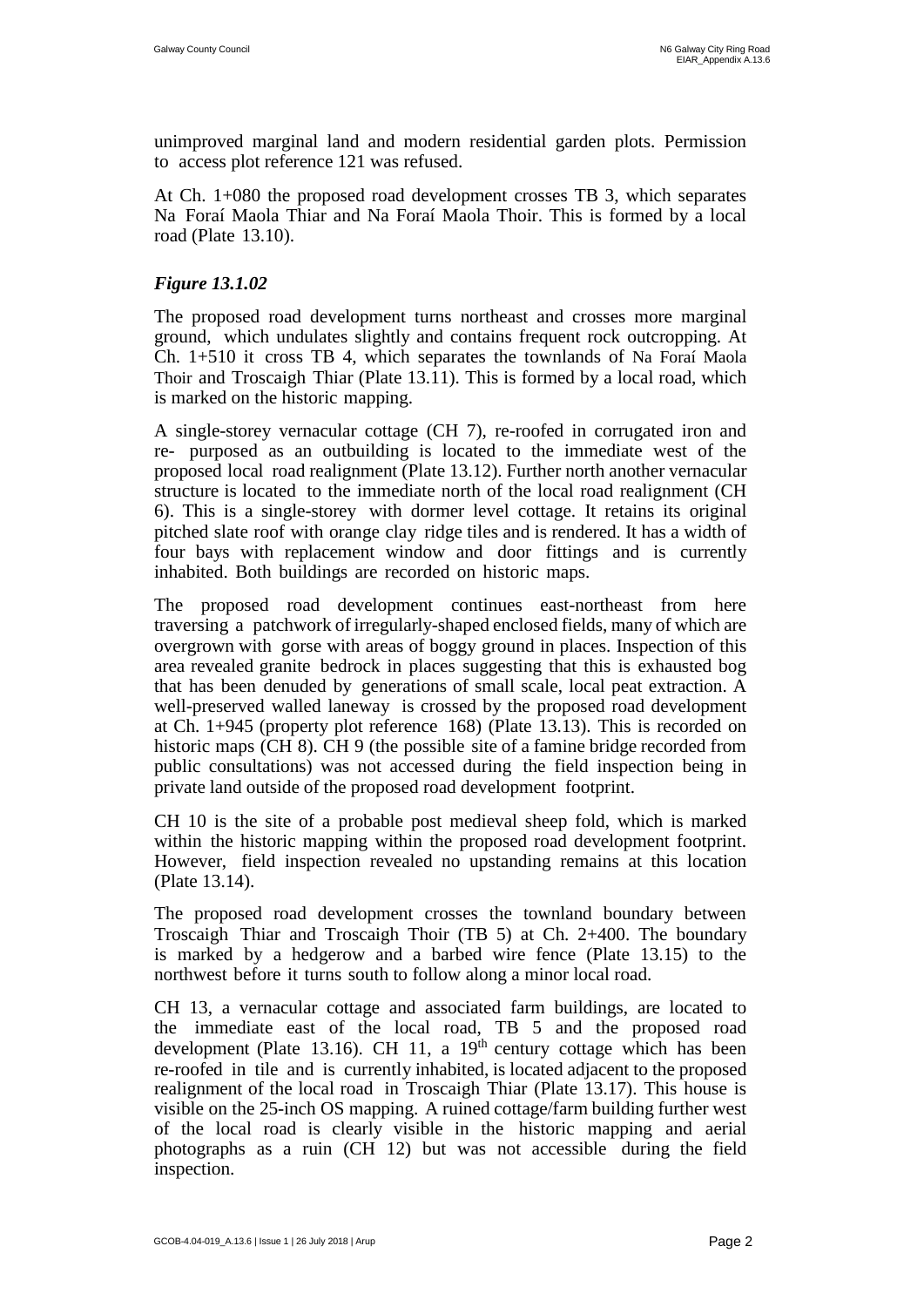unimproved marginal land and modern residential garden plots. Permission to access plot reference 121 was refused.

At Ch. 1+080 the proposed road development crosses TB 3, which separates Na Foraí Maola Thiar and Na Foraí Maola Thoir. This is formed by a local road (Plate 13.10).

### *Figure 13.1.02*

The proposed road development turns northeast and crosses more marginal ground, which undulates slightly and contains frequent rock outcropping. At Ch. 1+510 it cross TB 4, which separates the townlands of Na Foraí Maola Thoir and Troscaigh Thiar (Plate 13.11). This is formed by a local road, which is marked on the historic mapping.

A single-storey vernacular cottage (CH 7), re-roofed in corrugated iron and re- purposed as an outbuilding is located to the immediate west of the proposed local road realignment (Plate 13.12). Further north another vernacular structure is located to the immediate north of the local road realignment (CH 6). This is a single-storey with dormer level cottage. It retains its original pitched slate roof with orange clay ridge tiles and is rendered. It has a width of four bays with replacement window and door fittings and is currently inhabited. Both buildings are recorded on historic maps.

The proposed road development continues east-northeast from here traversing a patchwork of irregularly-shaped enclosed fields, many of which are overgrown with gorse with areas of boggy ground in places. Inspection of this area revealed granite bedrock in places suggesting that this is exhausted bog that has been denuded by generations of small scale, local peat extraction. A well-preserved walled laneway is crossed by the proposed road development at Ch. 1+945 (property plot reference 168) (Plate 13.13). This is recorded on historic maps (CH 8). CH 9 (the possible site of a famine bridge recorded from public consultations) was not accessed during the field inspection being in private land outside of the proposed road development footprint.

CH 10 is the site of a probable post medieval sheep fold, which is marked within the historic mapping within the proposed road development footprint. However, field inspection revealed no upstanding remains at this location (Plate 13.14).

The proposed road development crosses the townland boundary between Troscaigh Thiar and Troscaigh Thoir (TB 5) at Ch. 2+400. The boundary is marked by a hedgerow and a barbed wire fence (Plate 13.15) to the northwest before it turns south to follow along a minor local road.

CH 13, a vernacular cottage and associated farm buildings, are located to the immediate east of the local road, TB 5 and the proposed road development (Plate 13.16). CH 11, a 19th century cottage which has been re-roofed in tile and is currently inhabited, is located adjacent to the proposed realignment of the local road in Troscaigh Thiar (Plate 13.17). This house is visible on the 25-inch OS mapping. A ruined cottage/farm building further west of the local road is clearly visible in the historic mapping and aerial photographs as a ruin (CH 12) but was not accessible during the field inspection.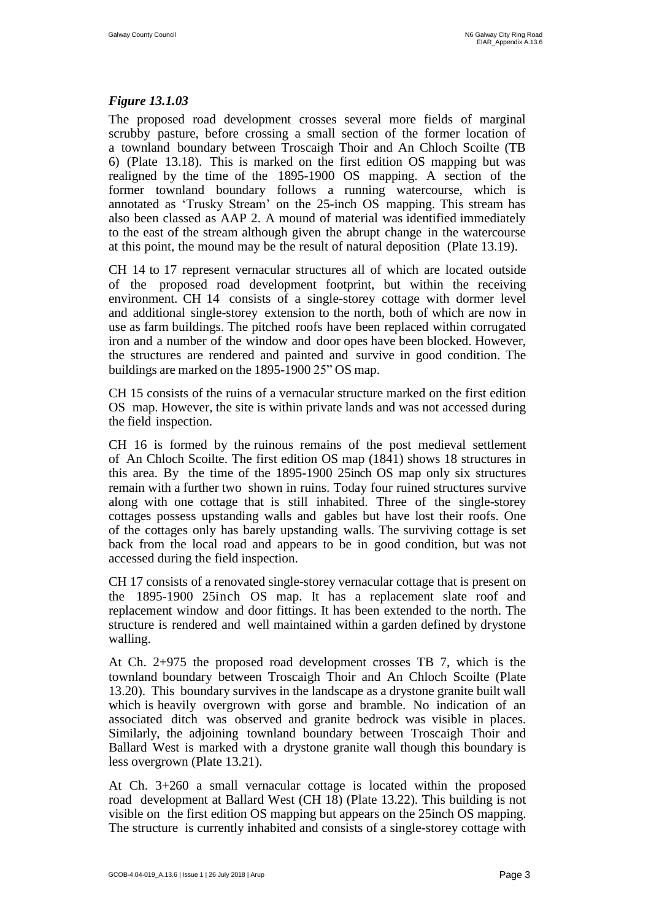### *Figure 13.1.03*

The proposed road development crosses several more fields of marginal scrubby pasture, before crossing a small section of the former location of a townland boundary between Troscaigh Thoir and An Chloch Scoilte (TB 6) (Plate 13.18). This is marked on the first edition OS mapping but was realigned by the time of the 1895-1900 OS mapping. A section of the former townland boundary follows a running watercourse, which is annotated as 'Trusky Stream' on the 25-inch OS mapping. This stream has also been classed as AAP 2. A mound of material was identified immediately to the east of the stream although given the abrupt change in the watercourse at this point, the mound may be the result of natural deposition (Plate 13.19).

CH 14 to 17 represent vernacular structures all of which are located outside of the proposed road development footprint, but within the receiving environment. CH 14 consists of a single-storey cottage with dormer level and additional single-storey extension to the north, both of which are now in use as farm buildings. The pitched roofs have been replaced within corrugated iron and a number of the window and door opes have been blocked. However, the structures are rendered and painted and survive in good condition. The buildings are marked on the 1895-1900 25" OS map.

CH 15 consists of the ruins of a vernacular structure marked on the first edition OS map. However, the site is within private lands and was not accessed during the field inspection.

CH 16 is formed by the ruinous remains of the post medieval settlement of An Chloch Scoilte. The first edition OS map (1841) shows 18 structures in this area. By the time of the 1895-1900 25inch OS map only six structures remain with a further two shown in ruins. Today four ruined structures survive along with one cottage that is still inhabited. Three of the single-storey cottages possess upstanding walls and gables but have lost their roofs. One of the cottages only has barely upstanding walls. The surviving cottage is set back from the local road and appears to be in good condition, but was not accessed during the field inspection.

CH 17 consists of a renovated single-storey vernacular cottage that is present on the 1895-1900 25inch OS map. It has a replacement slate roof and replacement window and door fittings. It has been extended to the north. The structure is rendered and well maintained within a garden defined by drystone walling.

At Ch. 2+975 the proposed road development crosses TB 7, which is the townland boundary between Troscaigh Thoir and An Chloch Scoilte (Plate 13.20). This boundary survives in the landscape as a drystone granite built wall which is heavily overgrown with gorse and bramble. No indication of an associated ditch was observed and granite bedrock was visible in places. Similarly, the adjoining townland boundary between Troscaigh Thoir and Ballard West is marked with a drystone granite wall though this boundary is less overgrown (Plate 13.21).

At Ch. 3+260 a small vernacular cottage is located within the proposed road development at Ballard West (CH 18) (Plate 13.22). This building is not visible on the first edition OS mapping but appears on the 25inch OS mapping. The structure is currently inhabited and consists of a single-storey cottage with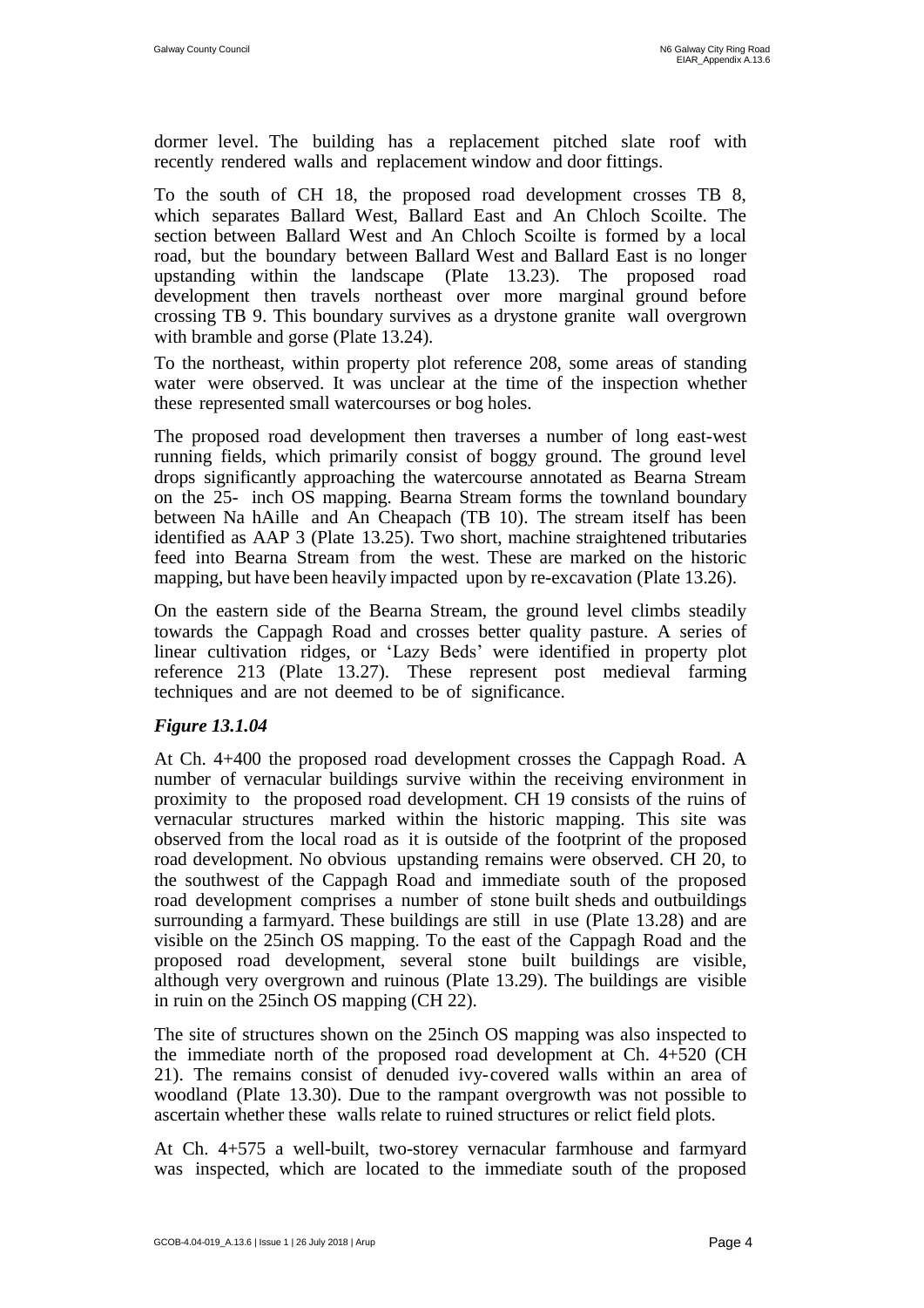dormer level. The building has a replacement pitched slate roof with recently rendered walls and replacement window and door fittings.

To the south of CH 18, the proposed road development crosses TB 8, which separates Ballard West, Ballard East and An Chloch Scoilte. The section between Ballard West and An Chloch Scoilte is formed by a local road, but the boundary between Ballard West and Ballard East is no longer upstanding within the landscape (Plate 13.23). The proposed road development then travels northeast over more marginal ground before crossing TB 9. This boundary survives as a drystone granite wall overgrown with bramble and gorse (Plate 13.24).

To the northeast, within property plot reference 208, some areas of standing water were observed. It was unclear at the time of the inspection whether these represented small watercourses or bog holes.

The proposed road development then traverses a number of long east-west running fields, which primarily consist of boggy ground. The ground level drops significantly approaching the watercourse annotated as Bearna Stream on the 25- inch OS mapping. Bearna Stream forms the townland boundary between Na hAille and An Cheapach (TB 10). The stream itself has been identified as AAP 3 (Plate 13.25). Two short, machine straightened tributaries feed into Bearna Stream from the west. These are marked on the historic mapping, but have been heavily impacted upon by re-excavation (Plate 13.26).

On the eastern side of the Bearna Stream, the ground level climbs steadily towards the Cappagh Road and crosses better quality pasture. A series of linear cultivation ridges, or 'Lazy Beds' were identified in property plot reference 213 (Plate 13.27). These represent post medieval farming techniques and are not deemed to be of significance.

### *Figure 13.1.04*

At Ch. 4+400 the proposed road development crosses the Cappagh Road. A number of vernacular buildings survive within the receiving environment in proximity to the proposed road development. CH 19 consists of the ruins of vernacular structures marked within the historic mapping. This site was observed from the local road as it is outside of the footprint of the proposed road development. No obvious upstanding remains were observed. CH 20, to the southwest of the Cappagh Road and immediate south of the proposed road development comprises a number of stone built sheds and outbuildings surrounding a farmyard. These buildings are still in use (Plate 13.28) and are visible on the 25inch OS mapping. To the east of the Cappagh Road and the proposed road development, several stone built buildings are visible, although very overgrown and ruinous (Plate 13.29). The buildings are visible in ruin on the 25inch OS mapping (CH 22).

The site of structures shown on the 25inch OS mapping was also inspected to the immediate north of the proposed road development at Ch. 4+520 (CH 21). The remains consist of denuded ivy-covered walls within an area of woodland (Plate 13.30). Due to the rampant overgrowth was not possible to ascertain whether these walls relate to ruined structures or relict field plots.

At Ch. 4+575 a well-built, two-storey vernacular farmhouse and farmyard was inspected, which are located to the immediate south of the proposed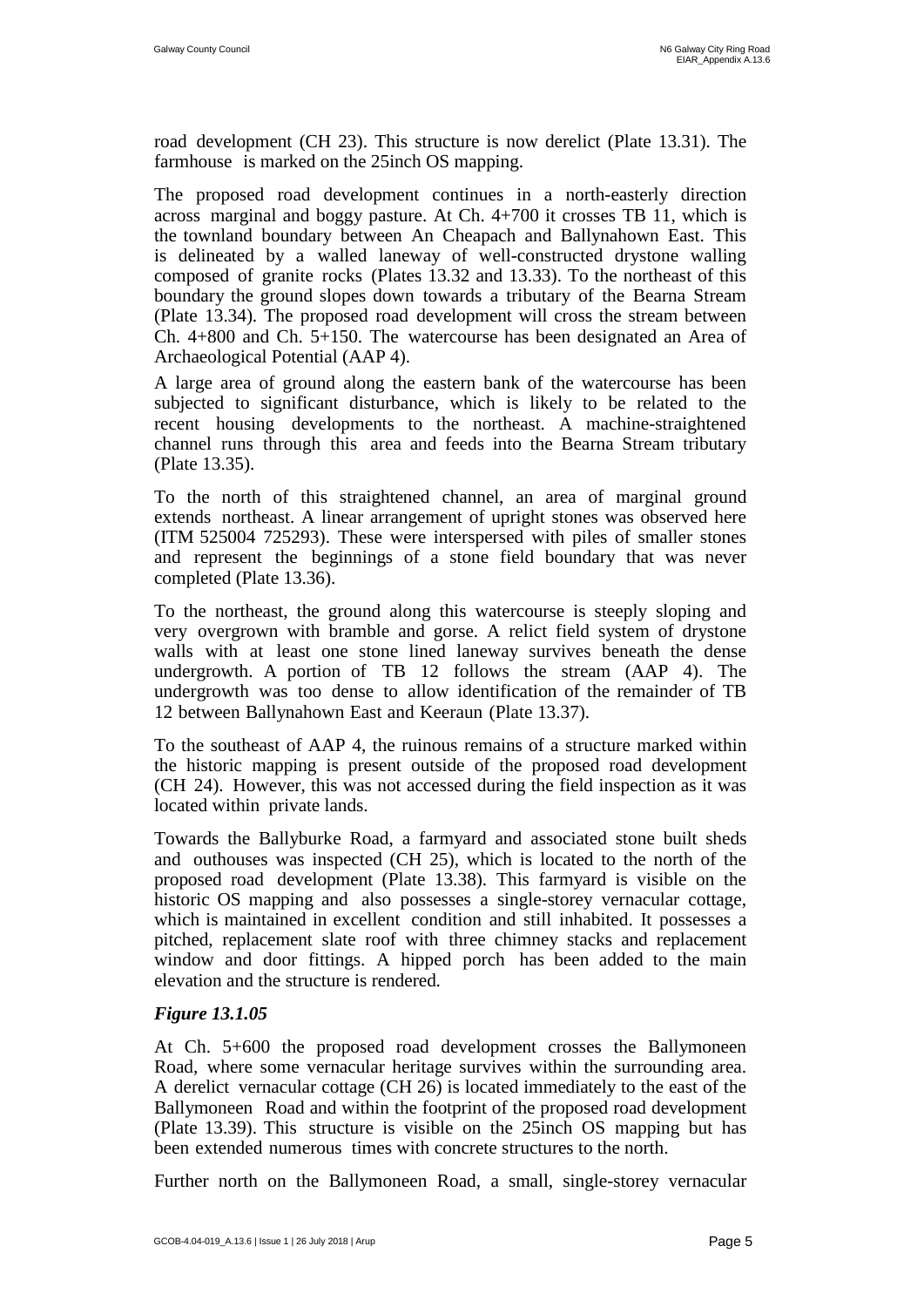road development (CH 23). This structure is now derelict (Plate 13.31). The farmhouse is marked on the 25inch OS mapping.

The proposed road development continues in a north-easterly direction across marginal and boggy pasture. At Ch. 4+700 it crosses TB 11, which is the townland boundary between An Cheapach and Ballynahown East. This is delineated by a walled laneway of well-constructed drystone walling composed of granite rocks (Plates 13.32 and 13.33). To the northeast of this boundary the ground slopes down towards a tributary of the Bearna Stream (Plate 13.34). The proposed road development will cross the stream between Ch. 4+800 and Ch. 5+150. The watercourse has been designated an Area of Archaeological Potential (AAP 4).

A large area of ground along the eastern bank of the watercourse has been subjected to significant disturbance, which is likely to be related to the recent housing developments to the northeast. A machine-straightened channel runs through this area and feeds into the Bearna Stream tributary (Plate 13.35).

To the north of this straightened channel, an area of marginal ground extends northeast. A linear arrangement of upright stones was observed here (ITM 525004 725293). These were interspersed with piles of smaller stones and represent the beginnings of a stone field boundary that was never completed (Plate 13.36).

To the northeast, the ground along this watercourse is steeply sloping and very overgrown with bramble and gorse. A relict field system of drystone walls with at least one stone lined laneway survives beneath the dense undergrowth. A portion of TB 12 follows the stream (AAP 4). The undergrowth was too dense to allow identification of the remainder of TB 12 between Ballynahown East and Keeraun (Plate 13.37).

To the southeast of AAP 4, the ruinous remains of a structure marked within the historic mapping is present outside of the proposed road development (CH 24). However, this was not accessed during the field inspection as it was located within private lands.

Towards the Ballyburke Road, a farmyard and associated stone built sheds and outhouses was inspected (CH 25), which is located to the north of the proposed road development (Plate 13.38). This farmyard is visible on the historic OS mapping and also possesses a single-storey vernacular cottage, which is maintained in excellent condition and still inhabited. It possesses a pitched, replacement slate roof with three chimney stacks and replacement window and door fittings. A hipped porch has been added to the main elevation and the structure is rendered.

### *Figure 13.1.05*

At Ch. 5+600 the proposed road development crosses the Ballymoneen Road, where some vernacular heritage survives within the surrounding area. A derelict vernacular cottage (CH 26) is located immediately to the east of the Ballymoneen Road and within the footprint of the proposed road development (Plate 13.39). This structure is visible on the 25inch OS mapping but has been extended numerous times with concrete structures to the north.

Further north on the Ballymoneen Road, a small, single-storey vernacular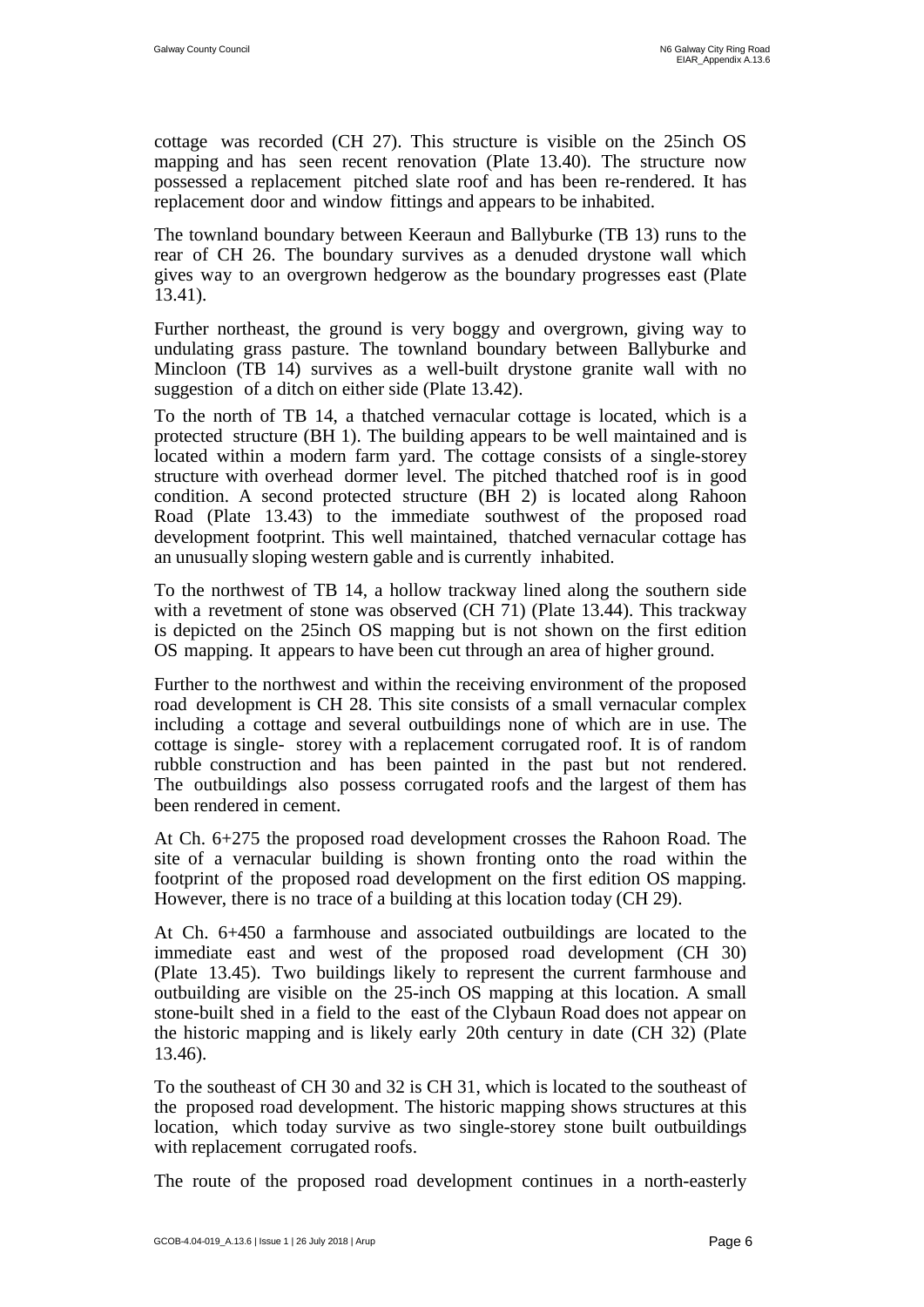cottage was recorded (CH 27). This structure is visible on the 25inch OS mapping and has seen recent renovation (Plate 13.40). The structure now possessed a replacement pitched slate roof and has been re-rendered. It has replacement door and window fittings and appears to be inhabited.

The townland boundary between Keeraun and Ballyburke (TB 13) runs to the rear of CH 26. The boundary survives as a denuded drystone wall which gives way to an overgrown hedgerow as the boundary progresses east (Plate 13.41).

Further northeast, the ground is very boggy and overgrown, giving way to undulating grass pasture. The townland boundary between Ballyburke and Mincloon (TB 14) survives as a well-built drystone granite wall with no suggestion of a ditch on either side (Plate 13.42).

To the north of TB 14, a thatched vernacular cottage is located, which is a protected structure (BH 1). The building appears to be well maintained and is located within a modern farm yard. The cottage consists of a single-storey structure with overhead dormer level. The pitched thatched roof is in good condition. A second protected structure (BH 2) is located along Rahoon Road (Plate 13.43) to the immediate southwest of the proposed road development footprint. This well maintained, thatched vernacular cottage has an unusually sloping western gable and is currently inhabited.

To the northwest of TB 14, a hollow trackway lined along the southern side with a revetment of stone was observed (CH 71) (Plate 13.44). This trackway is depicted on the 25inch OS mapping but is not shown on the first edition OS mapping. It appears to have been cut through an area of higher ground.

Further to the northwest and within the receiving environment of the proposed road development is CH 28. This site consists of a small vernacular complex including a cottage and several outbuildings none of which are in use. The cottage is single- storey with a replacement corrugated roof. It is of random rubble construction and has been painted in the past but not rendered. The outbuildings also possess corrugated roofs and the largest of them has been rendered in cement.

At Ch. 6+275 the proposed road development crosses the Rahoon Road. The site of a vernacular building is shown fronting onto the road within the footprint of the proposed road development on the first edition OS mapping. However, there is no trace of a building at this location today (CH 29).

At Ch. 6+450 a farmhouse and associated outbuildings are located to the immediate east and west of the proposed road development (CH 30) (Plate 13.45). Two buildings likely to represent the current farmhouse and outbuilding are visible on the 25-inch OS mapping at this location. A small stone-built shed in a field to the east of the Clybaun Road does not appear on the historic mapping and is likely early 20th century in date (CH 32) (Plate 13.46).

To the southeast of CH 30 and 32 is CH 31, which is located to the southeast of the proposed road development. The historic mapping shows structures at this location, which today survive as two single-storey stone built outbuildings with replacement corrugated roofs.

The route of the proposed road development continues in a north-easterly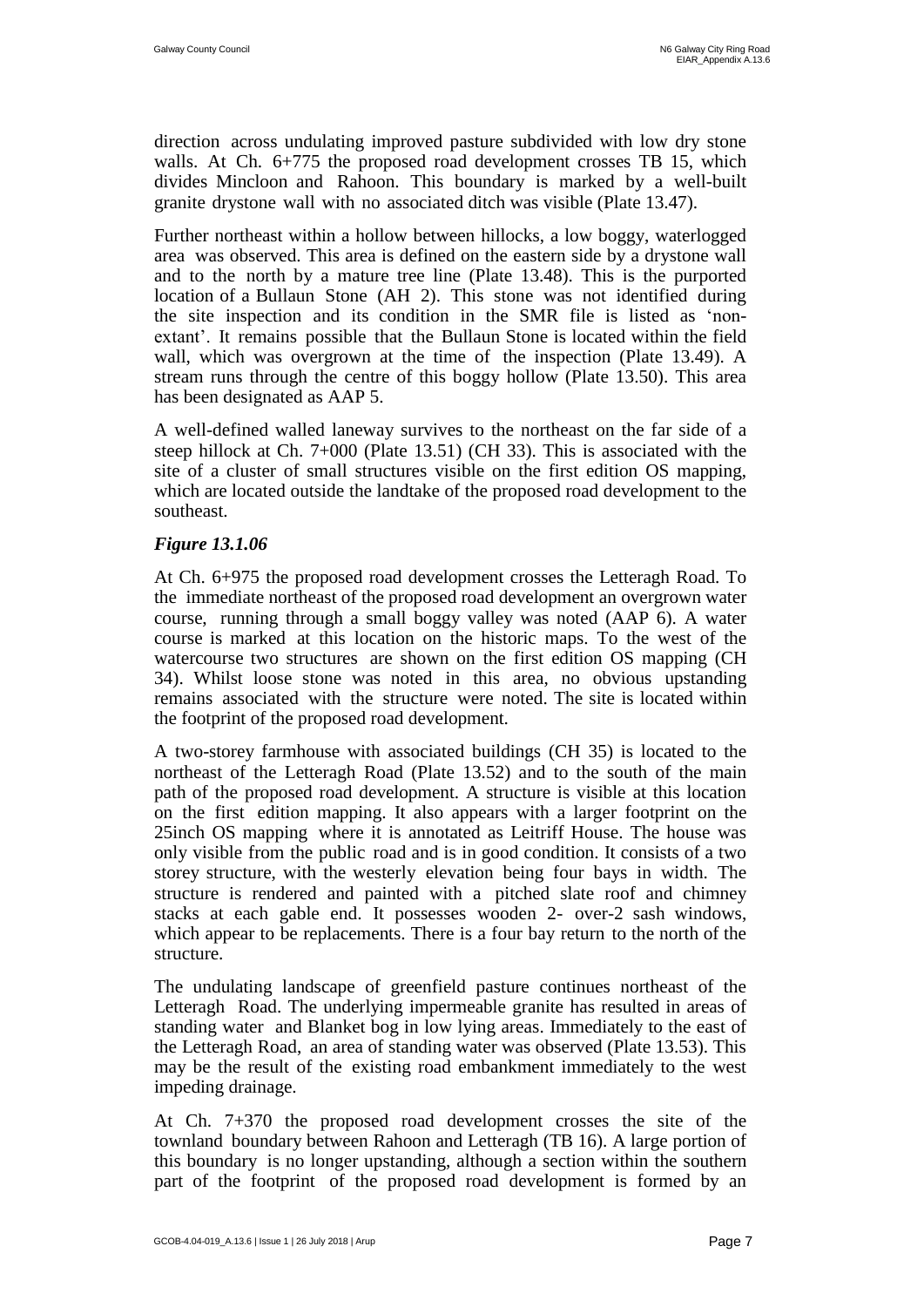direction across undulating improved pasture subdivided with low dry stone walls. At Ch. 6+775 the proposed road development crosses TB 15, which divides Mincloon and Rahoon. This boundary is marked by a well-built granite drystone wall with no associated ditch was visible (Plate 13.47).

Further northeast within a hollow between hillocks, a low boggy, waterlogged area was observed. This area is defined on the eastern side by a drystone wall and to the north by a mature tree line (Plate 13.48). This is the purported location of a Bullaun Stone (AH 2). This stone was not identified during the site inspection and its condition in the SMR file is listed as 'non-extant'. It remains possible that the Bullaun Stone is located within the field wall, which was overgrown at the time of the inspection (Plate 13.49). A stream runs through the centre of this boggy hollow (Plate 13.50). This area has been designated as AAP 5.

A well-defined walled laneway survives to the northeast on the far side of a steep hillock at Ch. 7+000 (Plate 13.51) (CH 33). This is associated with the site of a cluster of small structures visible on the first edition OS mapping, which are located outside the landtake of the proposed road development to the southeast.

### *Figure 13.1.06*

At Ch. 6+975 the proposed road development crosses the Letteragh Road. To the immediate northeast of the proposed road development an overgrown water course, running through a small boggy valley was noted (AAP 6). A water course is marked at this location on the historic maps. To the west of the watercourse two structures are shown on the first edition OS mapping (CH 34). Whilst loose stone was noted in this area, no obvious upstanding remains associated with the structure were noted. The site is located within the footprint of the proposed road development.

A two-storey farmhouse with associated buildings (CH 35) is located to the northeast of the Letteragh Road (Plate 13.52) and to the south of the main path of the proposed road development. A structure is visible at this location on the first edition mapping. It also appears with a larger footprint on the 25inch OS mapping where it is annotated as Leitriff House. The house was only visible from the public road and is in good condition. It consists of a two storey structure, with the westerly elevation being four bays in width. The structure is rendered and painted with a pitched slate roof and chimney stacks at each gable end. It possesses wooden 2- over-2 sash windows, which appear to be replacements. There is a four bay return to the north of the structure.

The undulating landscape of greenfield pasture continues northeast of the Letteragh Road. The underlying impermeable granite has resulted in areas of standing water and Blanket bog in low lying areas. Immediately to the east of the Letteragh Road, an area of standing water was observed (Plate 13.53). This may be the result of the existing road embankment immediately to the west impeding drainage.

At Ch. 7+370 the proposed road development crosses the site of the townland boundary between Rahoon and Letteragh (TB 16). A large portion of this boundary is no longer upstanding, although a section within the southern part of the footprint of the proposed road development is formed by an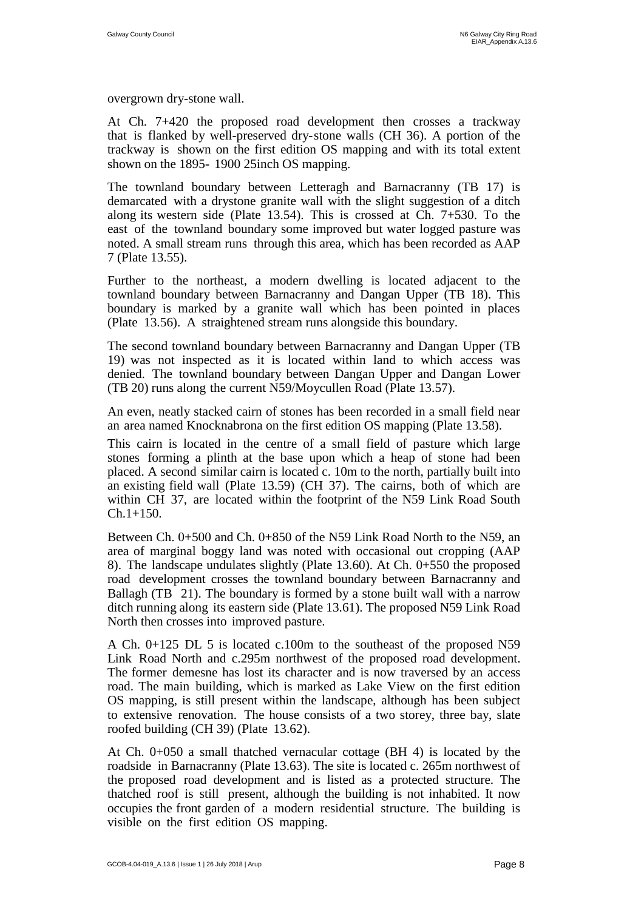overgrown dry-stone wall.

At Ch. 7+420 the proposed road development then crosses a trackway that is flanked by well-preserved dry-stone walls (CH 36). A portion of the trackway is shown on the first edition OS mapping and with its total extent shown on the 1895- 1900 25inch OS mapping.

The townland boundary between Letteragh and Barnacranny (TB 17) is demarcated with a drystone granite wall with the slight suggestion of a ditch along its western side (Plate 13.54). This is crossed at Ch. 7+530. To the east of the townland boundary some improved but water logged pasture was noted. A small stream runs through this area, which has been recorded as AAP 7 (Plate 13.55).

Further to the northeast, a modern dwelling is located adjacent to the townland boundary between Barnacranny and Dangan Upper (TB 18). This boundary is marked by a granite wall which has been pointed in places (Plate 13.56). A straightened stream runs alongside this boundary.

The second townland boundary between Barnacranny and Dangan Upper (TB 19) was not inspected as it is located within land to which access was denied. The townland boundary between Dangan Upper and Dangan Lower (TB 20) runs along the current N59/Moycullen Road (Plate 13.57).

An even, neatly stacked cairn of stones has been recorded in a small field near an area named Knocknabrona on the first edition OS mapping (Plate 13.58).

This cairn is located in the centre of a small field of pasture which large stones forming a plinth at the base upon which a heap of stone had been placed. A second similar cairn is located c. 10m to the north, partially built into an existing field wall (Plate 13.59) (CH 37). The cairns, both of which are within CH 37, are located within the footprint of the N59 Link Road South Ch.1+150.

Between Ch. 0+500 and Ch. 0+850 of the N59 Link Road North to the N59, an area of marginal boggy land was noted with occasional out cropping (AAP 8). The landscape undulates slightly (Plate 13.60). At Ch. 0+550 the proposed road development crosses the townland boundary between Barnacranny and Ballagh (TB 21). The boundary is formed by a stone built wall with a narrow ditch running along its eastern side (Plate 13.61). The proposed N59 Link Road North then crosses into improved pasture.

A Ch. 0+125 DL 5 is located c.100m to the southeast of the proposed N59 Link Road North and c.295m northwest of the proposed road development. The former demesne has lost its character and is now traversed by an access road. The main building, which is marked as Lake View on the first edition OS mapping, is still present within the landscape, although has been subject to extensive renovation. The house consists of a two storey, three bay, slate roofed building (CH 39) (Plate 13.62).

At Ch. 0+050 a small thatched vernacular cottage (BH 4) is located by the roadside in Barnacranny (Plate 13.63). The site is located c. 265m northwest of the proposed road development and is listed as a protected structure. The thatched roof is still present, although the building is not inhabited. It now occupies the front garden of a modern residential structure. The building is visible on the first edition OS mapping.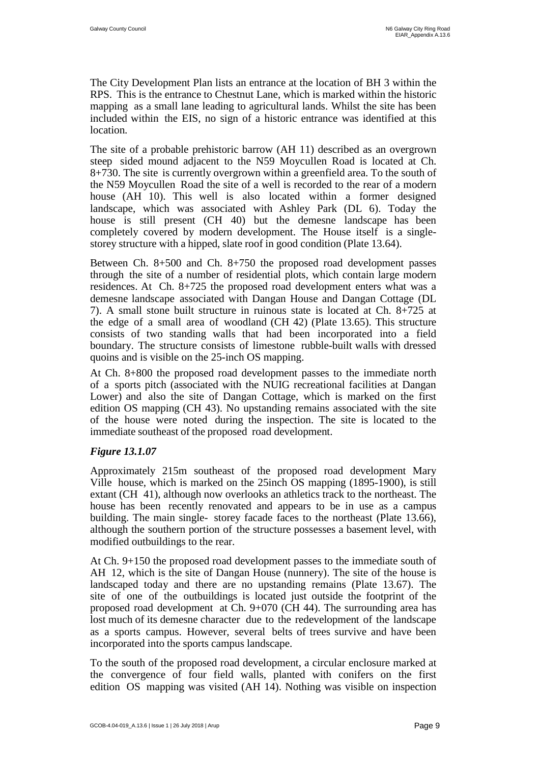The City Development Plan lists an entrance at the location of BH 3 within the RPS. This is the entrance to Chestnut Lane, which is marked within the historic mapping as a small lane leading to agricultural lands. Whilst the site has been included within the EIS, no sign of a historic entrance was identified at this location.

The site of a probable prehistoric barrow (AH 11) described as an overgrown steep sided mound adjacent to the N59 Moycullen Road is located at Ch. 8+730. The site is currently overgrown within a greenfield area. To the south of the N59 Moycullen Road the site of a well is recorded to the rear of a modern house (AH 10). This well is also located within a former designed landscape, which was associated with Ashley Park (DL 6). Today the house is still present (CH 40) but the demesne landscape has been completely covered by modern development. The House itself is a single-storey structure with a hipped, slate roof in good condition (Plate 13.64).

Between Ch. 8+500 and Ch. 8+750 the proposed road development passes through the site of a number of residential plots, which contain large modern residences. At Ch. 8+725 the proposed road development enters what was a demesne landscape associated with Dangan House and Dangan Cottage (DL 7). A small stone built structure in ruinous state is located at Ch. 8+725 at the edge of a small area of woodland (CH 42) (Plate 13.65). This structure consists of two standing walls that had been incorporated into a field boundary. The structure consists of limestone rubble-built walls with dressed quoins and is visible on the 25-inch OS mapping.

At Ch. 8+800 the proposed road development passes to the immediate north of a sports pitch (associated with the NUIG recreational facilities at Dangan Lower) and also the site of Dangan Cottage, which is marked on the first edition OS mapping (CH 43). No upstanding remains associated with the site of the house were noted during the inspection. The site is located to the immediate southeast of the proposed road development.

### *Figure 13.1.07*

Approximately 215m southeast of the proposed road development Mary Ville house, which is marked on the 25inch OS mapping (1895-1900), is still extant (CH 41), although now overlooks an athletics track to the northeast. The house has been recently renovated and appears to be in use as a campus building. The main single- storey facade faces to the northeast (Plate 13.66), although the southern portion of the structure possesses a basement level, with modified outbuildings to the rear.

At Ch. 9+150 the proposed road development passes to the immediate south of AH 12, which is the site of Dangan House (nunnery). The site of the house is landscaped today and there are no upstanding remains (Plate 13.67). The site of one of the outbuildings is located just outside the footprint of the proposed road development at Ch. 9+070 (CH 44). The surrounding area has lost much of its demesne character due to the redevelopment of the landscape as a sports campus. However, several belts of trees survive and have been incorporated into the sports campus landscape.

To the south of the proposed road development, a circular enclosure marked at the convergence of four field walls, planted with conifers on the first edition OS mapping was visited (AH 14). Nothing was visible on inspection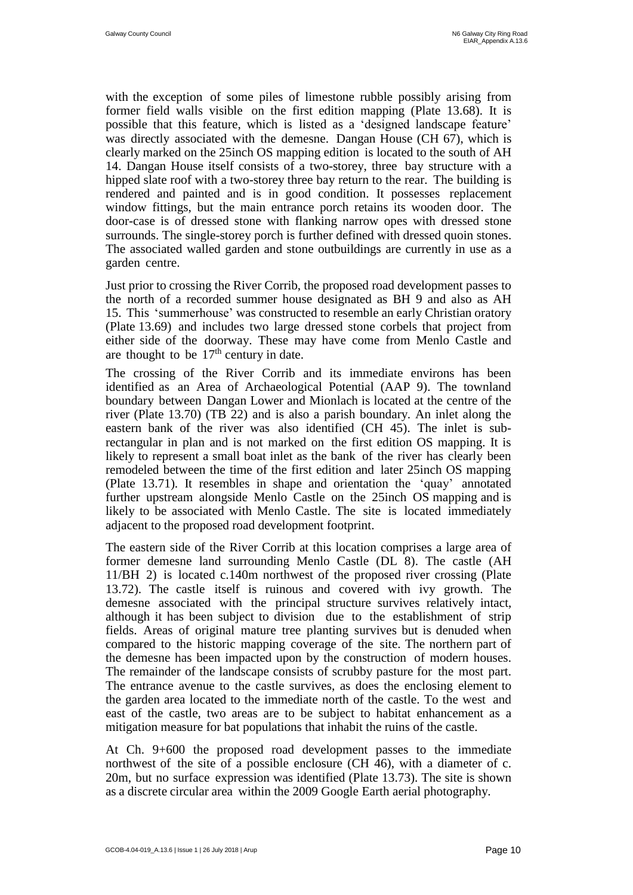with the exception of some piles of limestone rubble possibly arising from former field walls visible on the first edition mapping (Plate 13.68). It is possible that this feature, which is listed as a 'designed landscape feature' was directly associated with the demesne. Dangan House (CH 67), which is clearly marked on the 25inch OS mapping edition is located to the south of AH 14. Dangan House itself consists of a two-storey, three bay structure with a hipped slate roof with a two-storey three bay return to the rear. The building is rendered and painted and is in good condition. It possesses replacement window fittings, but the main entrance porch retains its wooden door. The door-case is of dressed stone with flanking narrow opes with dressed stone surrounds. The single-storey porch is further defined with dressed quoin stones. The associated walled garden and stone outbuildings are currently in use as a garden centre.

Just prior to crossing the River Corrib, the proposed road development passes to the north of a recorded summer house designated as BH 9 and also as AH 15. This 'summerhouse' was constructed to resemble an early Christian oratory (Plate 13.69) and includes two large dressed stone corbels that project from either side of the doorway. These may have come from Menlo Castle and are thought to be 17th century in date.

The crossing of the River Corrib and its immediate environs has been identified as an Area of Archaeological Potential (AAP 9). The townland boundary between Dangan Lower and Mionlach is located at the centre of the river (Plate 13.70) (TB 22) and is also a parish boundary. An inlet along the eastern bank of the river was also identified (CH 45). The inlet is sub-rectangular in plan and is not marked on the first edition OS mapping. It is likely to represent a small boat inlet as the bank of the river has clearly been remodeled between the time of the first edition and later 25inch OS mapping (Plate 13.71). It resembles in shape and orientation the 'quay' annotated further upstream alongside Menlo Castle on the 25inch OS mapping and is likely to be associated with Menlo Castle. The site is located immediately adjacent to the proposed road development footprint.

The eastern side of the River Corrib at this location comprises a large area of former demesne land surrounding Menlo Castle (DL 8). The castle (AH 11/BH 2) is located c.140m northwest of the proposed river crossing (Plate 13.72). The castle itself is ruinous and covered with ivy growth. The demesne associated with the principal structure survives relatively intact, although it has been subject to division due to the establishment of strip fields. Areas of original mature tree planting survives but is denuded when compared to the historic mapping coverage of the site. The northern part of the demesne has been impacted upon by the construction of modern houses. The remainder of the landscape consists of scrubby pasture for the most part. The entrance avenue to the castle survives, as does the enclosing element to the garden area located to the immediate north of the castle. To the west and east of the castle, two areas are to be subject to habitat enhancement as a mitigation measure for bat populations that inhabit the ruins of the castle.

At Ch. 9+600 the proposed road development passes to the immediate northwest of the site of a possible enclosure (CH 46), with a diameter of c. 20m, but no surface expression was identified (Plate 13.73). The site is shown as a discrete circular area within the 2009 Google Earth aerial photography.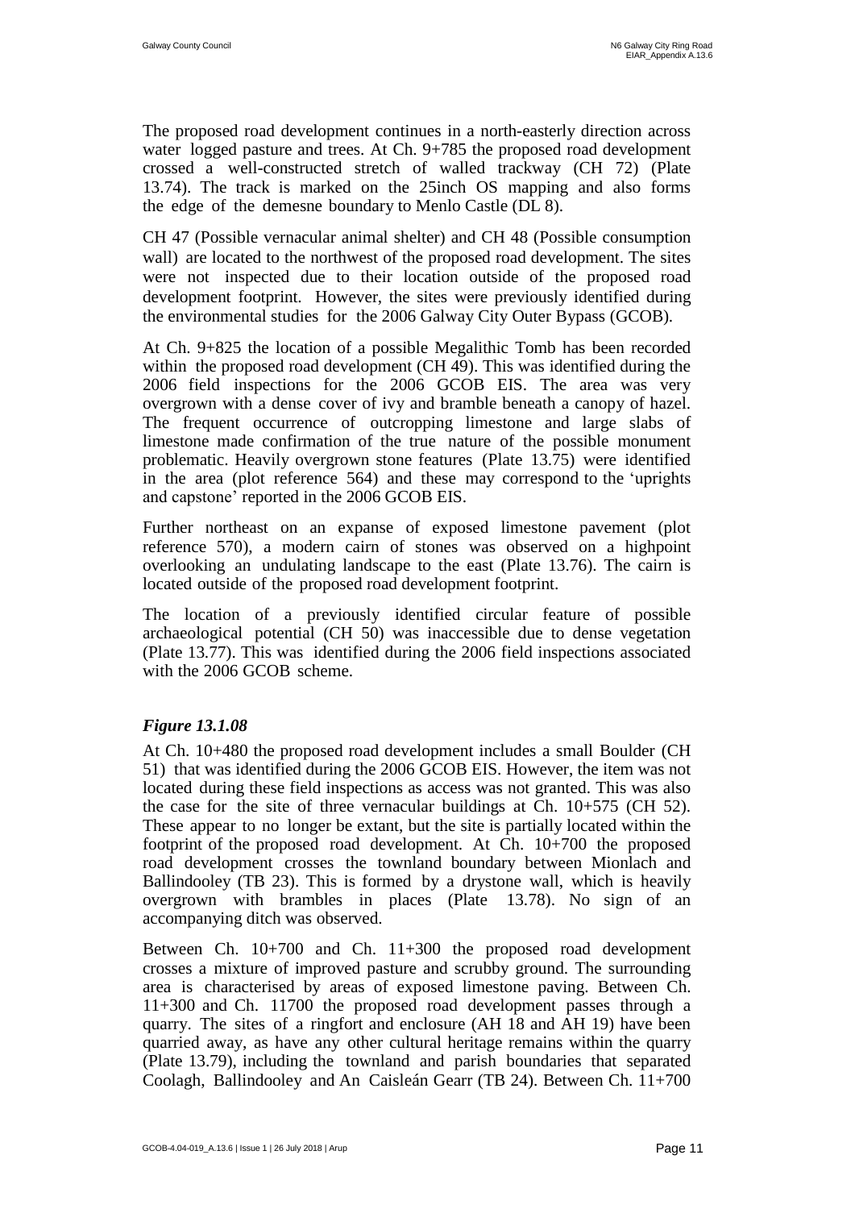The proposed road development continues in a north-easterly direction across water logged pasture and trees. At Ch. 9+785 the proposed road development crossed a well-constructed stretch of walled trackway (CH 72) (Plate 13.74). The track is marked on the 25inch OS mapping and also forms the edge of the demesne boundary to Menlo Castle (DL 8).

CH 47 (Possible vernacular animal shelter) and CH 48 (Possible consumption wall) are located to the northwest of the proposed road development. The sites were not inspected due to their location outside of the proposed road development footprint. However, the sites were previously identified during the environmental studies for the 2006 Galway City Outer Bypass (GCOB).

At Ch. 9+825 the location of a possible Megalithic Tomb has been recorded within the proposed road development (CH 49). This was identified during the 2006 field inspections for the 2006 GCOB EIS. The area was very overgrown with a dense cover of ivy and bramble beneath a canopy of hazel. The frequent occurrence of outcropping limestone and large slabs of limestone made confirmation of the true nature of the possible monument problematic. Heavily overgrown stone features (Plate 13.75) were identified in the area (plot reference 564) and these may correspond to the 'uprights and capstone' reported in the 2006 GCOB EIS.

Further northeast on an expanse of exposed limestone pavement (plot reference 570), a modern cairn of stones was observed on a highpoint overlooking an undulating landscape to the east (Plate 13.76). The cairn is located outside of the proposed road development footprint.

The location of a previously identified circular feature of possible archaeological potential (CH 50) was inaccessible due to dense vegetation (Plate 13.77). This was identified during the 2006 field inspections associated with the 2006 GCOB scheme.

### *Figure 13.1.08*

At Ch. 10+480 the proposed road development includes a small Boulder (CH 51) that was identified during the 2006 GCOB EIS. However, the item was not located during these field inspections as access was not granted. This was also the case for the site of three vernacular buildings at Ch. 10+575 (CH 52). These appear to no longer be extant, but the site is partially located within the footprint of the proposed road development. At Ch. 10+700 the proposed road development crosses the townland boundary between Mionlach and Ballindooley (TB 23). This is formed by a drystone wall, which is heavily overgrown with brambles in places (Plate 13.78). No sign of an accompanying ditch was observed.

Between Ch. 10+700 and Ch. 11+300 the proposed road development crosses a mixture of improved pasture and scrubby ground. The surrounding area is characterised by areas of exposed limestone paving. Between Ch. 11+300 and Ch. 11700 the proposed road development passes through a quarry. The sites of a ringfort and enclosure (AH 18 and AH 19) have been quarried away, as have any other cultural heritage remains within the quarry (Plate 13.79), including the townland and parish boundaries that separated Coolagh, Ballindooley and An Caisleán Gearr (TB 24). Between Ch. 11+700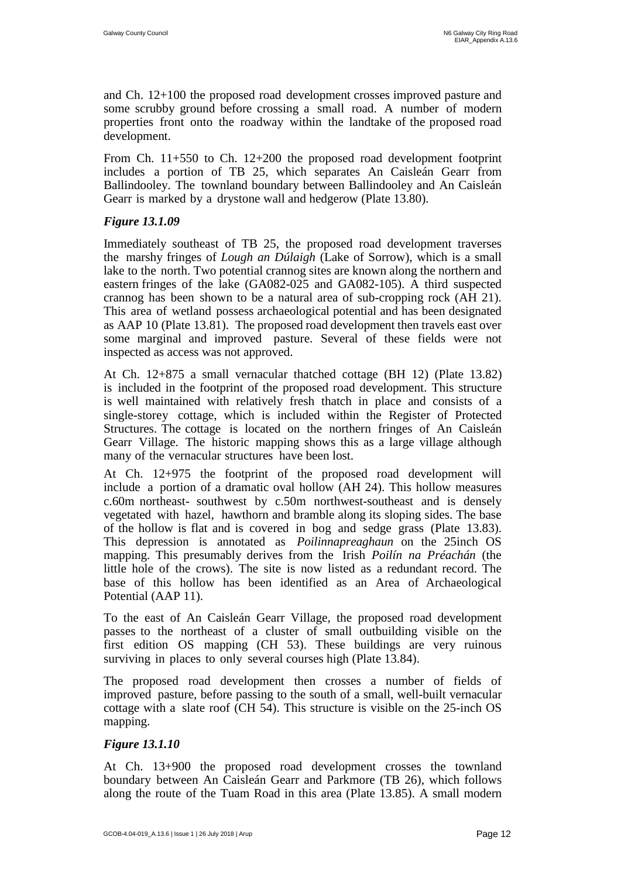and Ch. 12+100 the proposed road development crosses improved pasture and some scrubby ground before crossing a small road. A number of modern properties front onto the roadway within the landtake of the proposed road development.

From Ch. 11+550 to Ch. 12+200 the proposed road development footprint includes a portion of TB 25, which separates An Caisleán Gearr from Ballindooley. The townland boundary between Ballindooley and An Caisleán Gearr is marked by a drystone wall and hedgerow (Plate 13.80).

### *Figure 13.1.09*

Immediately southeast of TB 25, the proposed road development traverses the marshy fringes of *Lough an Dúlaigh* (Lake of Sorrow), which is a small lake to the north. Two potential crannog sites are known along the northern and eastern fringes of the lake (GA082-025 and GA082-105). A third suspected crannog has been shown to be a natural area of sub-cropping rock (AH 21). This area of wetland possess archaeological potential and has been designated as AAP 10 (Plate 13.81). The proposed road development then travels east over some marginal and improved pasture. Several of these fields were not inspected as access was not approved.

At Ch. 12+875 a small vernacular thatched cottage (BH 12) (Plate 13.82) is included in the footprint of the proposed road development. This structure is well maintained with relatively fresh thatch in place and consists of a single-storey cottage, which is included within the Register of Protected Structures. The cottage is located on the northern fringes of An Caisleán Gearr Village. The historic mapping shows this as a large village although many of the vernacular structures have been lost.

At Ch. 12+975 the footprint of the proposed road development will include a portion of a dramatic oval hollow (AH 24). This hollow measures c.60m northeast- southwest by c.50m northwest-southeast and is densely vegetated with hazel, hawthorn and bramble along its sloping sides. The base of the hollow is flat and is covered in bog and sedge grass (Plate 13.83). This depression is annotated as *Poilinnapreaghaun* on the 25inch OS mapping. This presumably derives from the Irish *Poilín na Préachán* (the little hole of the crows). The site is now listed as a redundant record. The base of this hollow has been identified as an Area of Archaeological Potential (AAP 11).

To the east of An Caisleán Gearr Village, the proposed road development passes to the northeast of a cluster of small outbuilding visible on the first edition OS mapping (CH 53). These buildings are very ruinous surviving in places to only several courses high (Plate 13.84).

The proposed road development then crosses a number of fields of improved pasture, before passing to the south of a small, well-built vernacular cottage with a slate roof (CH 54). This structure is visible on the 25-inch OS mapping.

### *Figure 13.1.10*

At Ch. 13+900 the proposed road development crosses the townland boundary between An Caisleán Gearr and Parkmore (TB 26), which follows along the route of the Tuam Road in this area (Plate 13.85). A small modern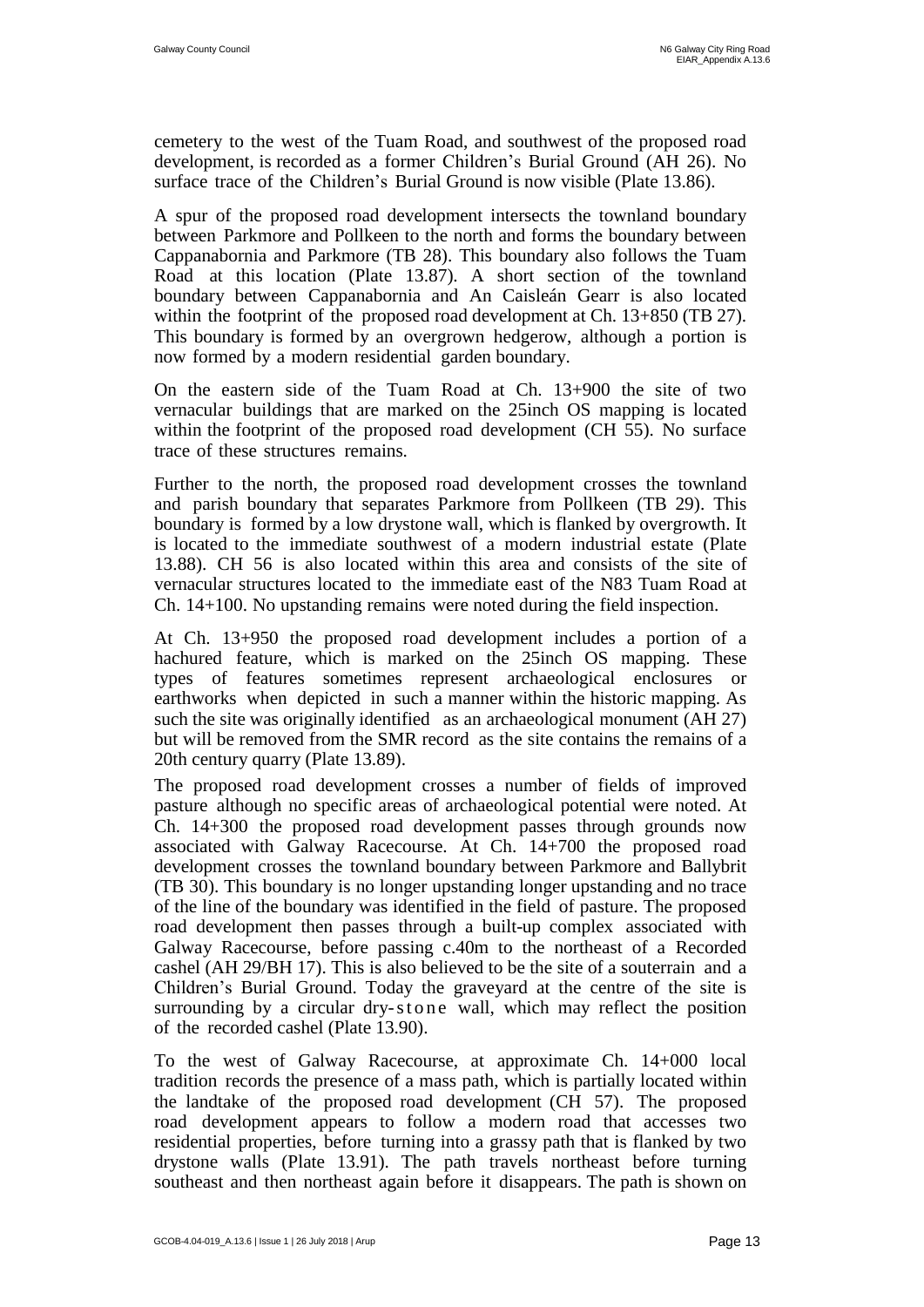cemetery to the west of the Tuam Road, and southwest of the proposed road development, is recorded as a former Children's Burial Ground (AH 26). No surface trace of the Children's Burial Ground is now visible (Plate 13.86).

A spur of the proposed road development intersects the townland boundary between Parkmore and Pollkeen to the north and forms the boundary between Cappanabornia and Parkmore (TB 28). This boundary also follows the Tuam Road at this location (Plate 13.87). A short section of the townland boundary between Cappanabornia and An Caisleán Gearr is also located within the footprint of the proposed road development at Ch. 13+850 (TB 27). This boundary is formed by an overgrown hedgerow, although a portion is now formed by a modern residential garden boundary.

On the eastern side of the Tuam Road at Ch. 13+900 the site of two vernacular buildings that are marked on the 25inch OS mapping is located within the footprint of the proposed road development (CH 55). No surface trace of these structures remains.

Further to the north, the proposed road development crosses the townland and parish boundary that separates Parkmore from Pollkeen (TB 29). This boundary is formed by a low drystone wall, which is flanked by overgrowth. It is located to the immediate southwest of a modern industrial estate (Plate 13.88). CH 56 is also located within this area and consists of the site of vernacular structures located to the immediate east of the N83 Tuam Road at Ch. 14+100. No upstanding remains were noted during the field inspection.

At Ch. 13+950 the proposed road development includes a portion of a hachured feature, which is marked on the 25inch OS mapping. These types of features sometimes represent archaeological enclosures or earthworks when depicted in such a manner within the historic mapping. As such the site was originally identified as an archaeological monument (AH 27) but will be removed from the SMR record as the site contains the remains of a 20th century quarry (Plate 13.89).

The proposed road development crosses a number of fields of improved pasture although no specific areas of archaeological potential were noted. At Ch. 14+300 the proposed road development passes through grounds now associated with Galway Racecourse. At Ch. 14+700 the proposed road development crosses the townland boundary between Parkmore and Ballybrit (TB 30). This boundary is no longer upstanding longer upstanding and no trace of the line of the boundary was identified in the field of pasture. The proposed road development then passes through a built-up complex associated with Galway Racecourse, before passing c.40m to the northeast of a Recorded cashel (AH 29/BH 17). This is also believed to be the site of a souterrain and a Children's Burial Ground. Today the graveyard at the centre of the site is surrounding by a circular dry-stone wall, which may reflect the position of the recorded cashel (Plate 13.90).

To the west of Galway Racecourse, at approximate Ch. 14+000 local tradition records the presence of a mass path, which is partially located within the landtake of the proposed road development (CH 57). The proposed road development appears to follow a modern road that accesses two residential properties, before turning into a grassy path that is flanked by two drystone walls (Plate 13.91). The path travels northeast before turning southeast and then northeast again before it disappears. The path is shown on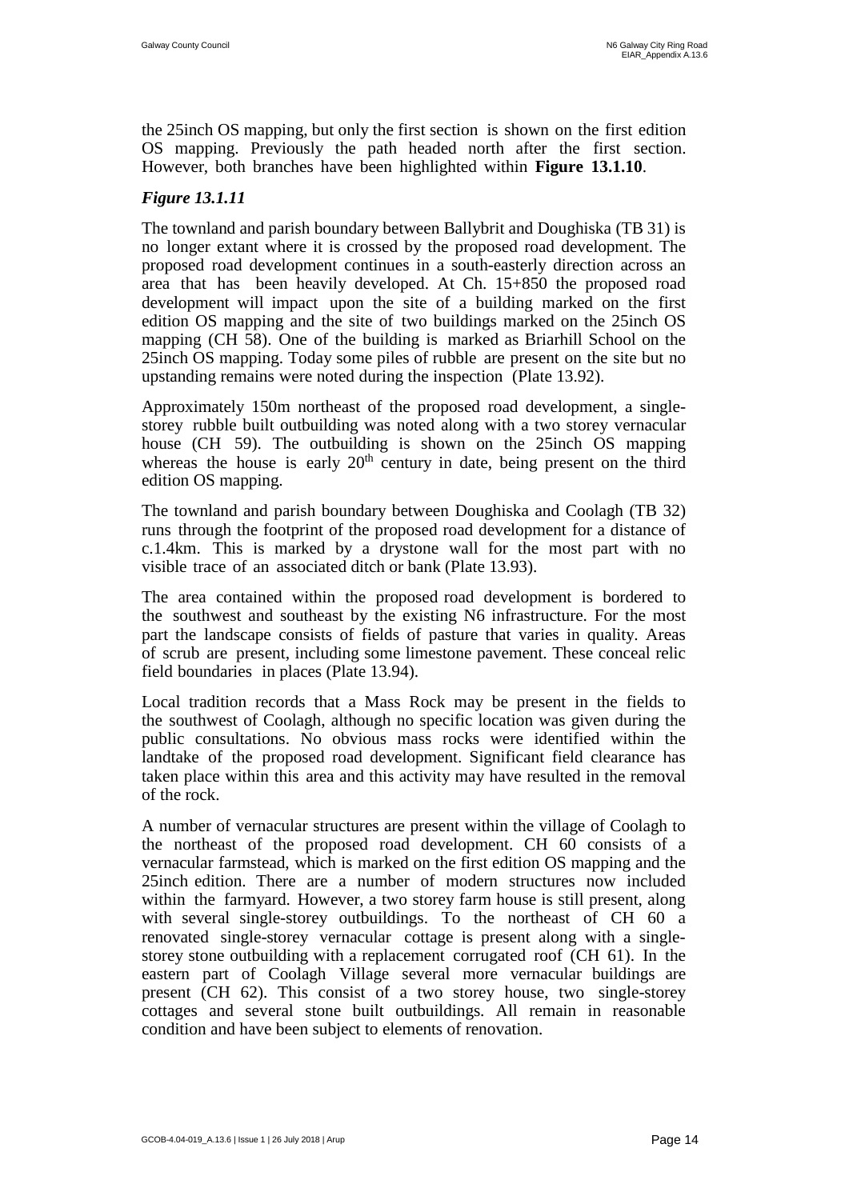the 25inch OS mapping, but only the first section is shown on the first edition OS mapping. Previously the path headed north after the first section. However, both branches have been highlighted within **Figure 13.1.10**.

### *Figure 13.1.11*

The townland and parish boundary between Ballybrit and Doughiska (TB 31) is no longer extant where it is crossed by the proposed road development. The proposed road development continues in a south-easterly direction across an area that has been heavily developed. At Ch. 15+850 the proposed road development will impact upon the site of a building marked on the first edition OS mapping and the site of two buildings marked on the 25inch OS mapping (CH 58). One of the building is marked as Briarhill School on the 25inch OS mapping. Today some piles of rubble are present on the site but no upstanding remains were noted during the inspection (Plate 13.92).

Approximately 150m northeast of the proposed road development, a single-storey rubble built outbuilding was noted along with a two storey vernacular house (CH 59). The outbuilding is shown on the 25inch OS mapping whereas the house is early 20th century in date, being present on the third edition OS mapping.

The townland and parish boundary between Doughiska and Coolagh (TB 32) runs through the footprint of the proposed road development for a distance of c.1.4km. This is marked by a drystone wall for the most part with no visible trace of an associated ditch or bank (Plate 13.93).

The area contained within the proposed road development is bordered to the southwest and southeast by the existing N6 infrastructure. For the most part the landscape consists of fields of pasture that varies in quality. Areas of scrub are present, including some limestone pavement. These conceal relic field boundaries in places (Plate 13.94).

Local tradition records that a Mass Rock may be present in the fields to the southwest of Coolagh, although no specific location was given during the public consultations. No obvious mass rocks were identified within the landtake of the proposed road development. Significant field clearance has taken place within this area and this activity may have resulted in the removal of the rock.

A number of vernacular structures are present within the village of Coolagh to the northeast of the proposed road development. CH 60 consists of a vernacular farmstead, which is marked on the first edition OS mapping and the 25inch edition. There are a number of modern structures now included within the farmyard. However, a two storey farm house is still present, along with several single-storey outbuildings. To the northeast of CH 60 a renovated single-storey vernacular cottage is present along with a single-storey stone outbuilding with a replacement corrugated roof (CH 61). In the eastern part of Coolagh Village several more vernacular buildings are present (CH 62). This consist of a two storey house, two single-storey cottages and several stone built outbuildings. All remain in reasonable condition and have been subject to elements of renovation.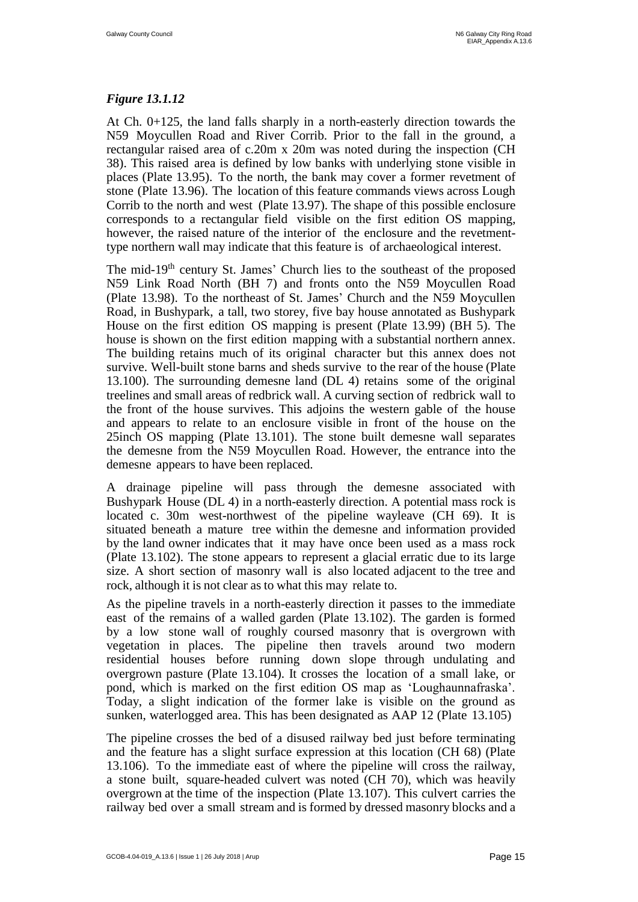### *Figure 13.1.12*

At Ch. 0+125, the land falls sharply in a north-easterly direction towards the N59 Moycullen Road and River Corrib. Prior to the fall in the ground, a rectangular raised area of c.20m x 20m was noted during the inspection (CH 38). This raised area is defined by low banks with underlying stone visible in places (Plate 13.95). To the north, the bank may cover a former revetment of stone (Plate 13.96). The location of this feature commands views across Lough Corrib to the north and west (Plate 13.97). The shape of this possible enclosure corresponds to a rectangular field visible on the first edition OS mapping, however, the raised nature of the interior of the enclosure and the revetment-type northern wall may indicate that this feature is of archaeological interest.

The mid-19th century St. James' Church lies to the southeast of the proposed N59 Link Road North (BH 7) and fronts onto the N59 Moycullen Road (Plate 13.98). To the northeast of St. James' Church and the N59 Moycullen Road, in Bushypark, a tall, two storey, five bay house annotated as Bushypark House on the first edition OS mapping is present (Plate 13.99) (BH 5). The house is shown on the first edition mapping with a substantial northern annex. The building retains much of its original character but this annex does not survive. Well-built stone barns and sheds survive to the rear of the house (Plate 13.100). The surrounding demesne land (DL 4) retains some of the original treelines and small areas of redbrick wall. A curving section of redbrick wall to the front of the house survives. This adjoins the western gable of the house and appears to relate to an enclosure visible in front of the house on the 25inch OS mapping (Plate 13.101). The stone built demesne wall separates the demesne from the N59 Moycullen Road. However, the entrance into the demesne appears to have been replaced.

A drainage pipeline will pass through the demesne associated with Bushypark House (DL 4) in a north-easterly direction. A potential mass rock is located c. 30m west-northwest of the pipeline wayleave (CH 69). It is situated beneath a mature tree within the demesne and information provided by the land owner indicates that it may have once been used as a mass rock (Plate 13.102). The stone appears to represent a glacial erratic due to its large size. A short section of masonry wall is also located adjacent to the tree and rock, although it is not clear as to what this may relate to.

As the pipeline travels in a north-easterly direction it passes to the immediate east of the remains of a walled garden (Plate 13.102). The garden is formed by a low stone wall of roughly coursed masonry that is overgrown with vegetation in places. The pipeline then travels around two modern residential houses before running down slope through undulating and overgrown pasture (Plate 13.104). It crosses the location of a small lake, or pond, which is marked on the first edition OS map as 'Loughaunnafraska'. Today, a slight indication of the former lake is visible on the ground as sunken, waterlogged area. This has been designated as AAP 12 (Plate 13.105)

The pipeline crosses the bed of a disused railway bed just before terminating and the feature has a slight surface expression at this location (CH 68) (Plate 13.106). To the immediate east of where the pipeline will cross the railway, a stone built, square-headed culvert was noted (CH 70), which was heavily overgrown at the time of the inspection (Plate 13.107). This culvert carries the railway bed over a small stream and is formed by dressed masonry blocks and a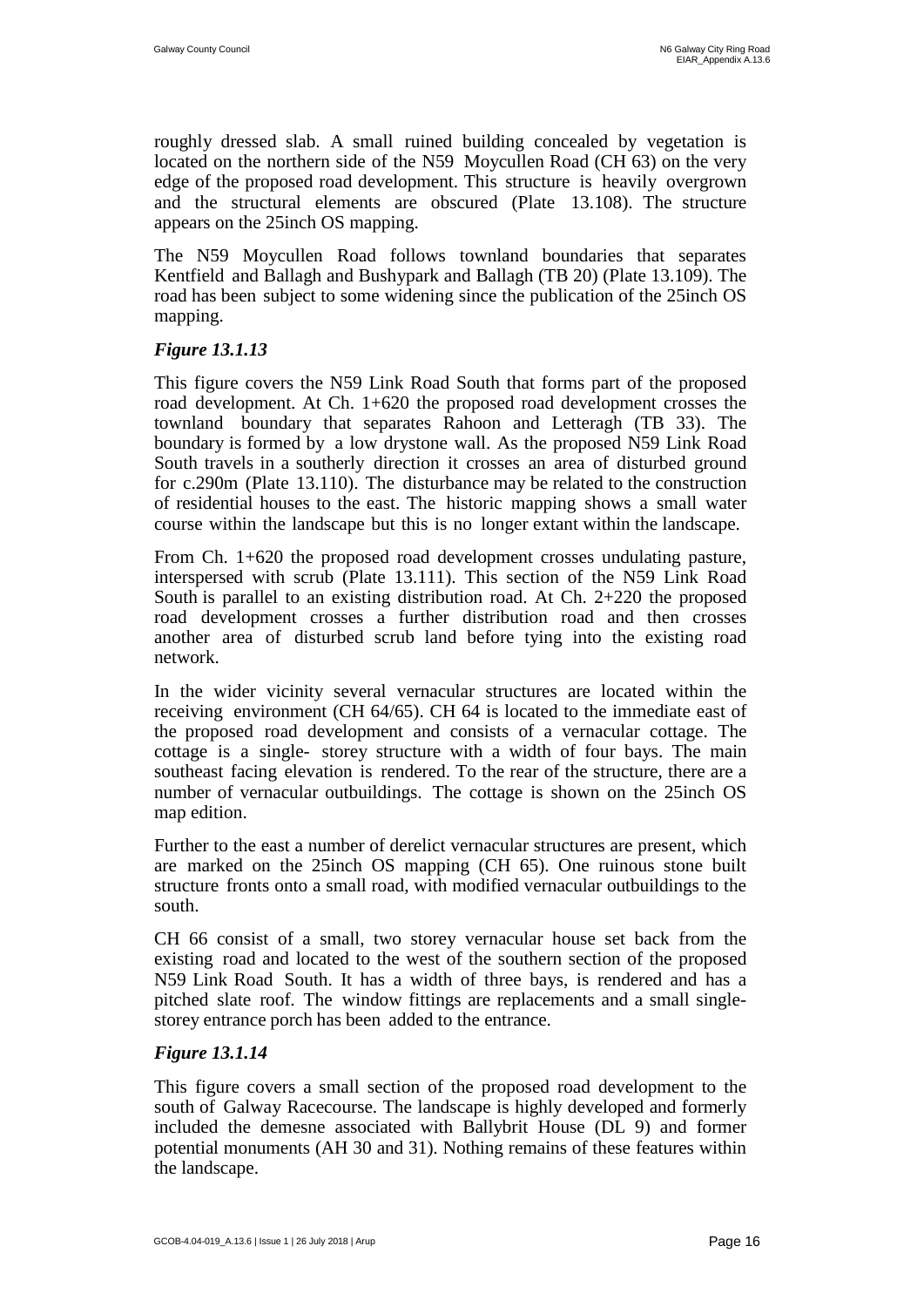roughly dressed slab. A small ruined building concealed by vegetation is located on the northern side of the N59 Moycullen Road (CH 63) on the very edge of the proposed road development. This structure is heavily overgrown and the structural elements are obscured (Plate 13.108). The structure appears on the 25inch OS mapping.

The N59 Moycullen Road follows townland boundaries that separates Kentfield and Ballagh and Bushypark and Ballagh (TB 20) (Plate 13.109). The road has been subject to some widening since the publication of the 25inch OS mapping.

### *Figure 13.1.13*

This figure covers the N59 Link Road South that forms part of the proposed road development. At Ch. 1+620 the proposed road development crosses the townland boundary that separates Rahoon and Letteragh (TB 33). The boundary is formed by a low drystone wall. As the proposed N59 Link Road South travels in a southerly direction it crosses an area of disturbed ground for c.290m (Plate 13.110). The disturbance may be related to the construction of residential houses to the east. The historic mapping shows a small water course within the landscape but this is no longer extant within the landscape.

From Ch. 1+620 the proposed road development crosses undulating pasture, interspersed with scrub (Plate 13.111). This section of the N59 Link Road South is parallel to an existing distribution road. At Ch. 2+220 the proposed road development crosses a further distribution road and then crosses another area of disturbed scrub land before tying into the existing road network.

In the wider vicinity several vernacular structures are located within the receiving environment (CH 64/65). CH 64 is located to the immediate east of the proposed road development and consists of a vernacular cottage. The cottage is a single- storey structure with a width of four bays. The main southeast facing elevation is rendered. To the rear of the structure, there are a number of vernacular outbuildings. The cottage is shown on the 25inch OS map edition.

Further to the east a number of derelict vernacular structures are present, which are marked on the 25inch OS mapping (CH 65). One ruinous stone built structure fronts onto a small road, with modified vernacular outbuildings to the south.

CH 66 consist of a small, two storey vernacular house set back from the existing road and located to the west of the southern section of the proposed N59 Link Road South. It has a width of three bays, is rendered and has a pitched slate roof. The window fittings are replacements and a small single-storey entrance porch has been added to the entrance.

### *Figure 13.1.14*

This figure covers a small section of the proposed road development to the south of Galway Racecourse. The landscape is highly developed and formerly included the demesne associated with Ballybrit House (DL 9) and former potential monuments (AH 30 and 31). Nothing remains of these features within the landscape.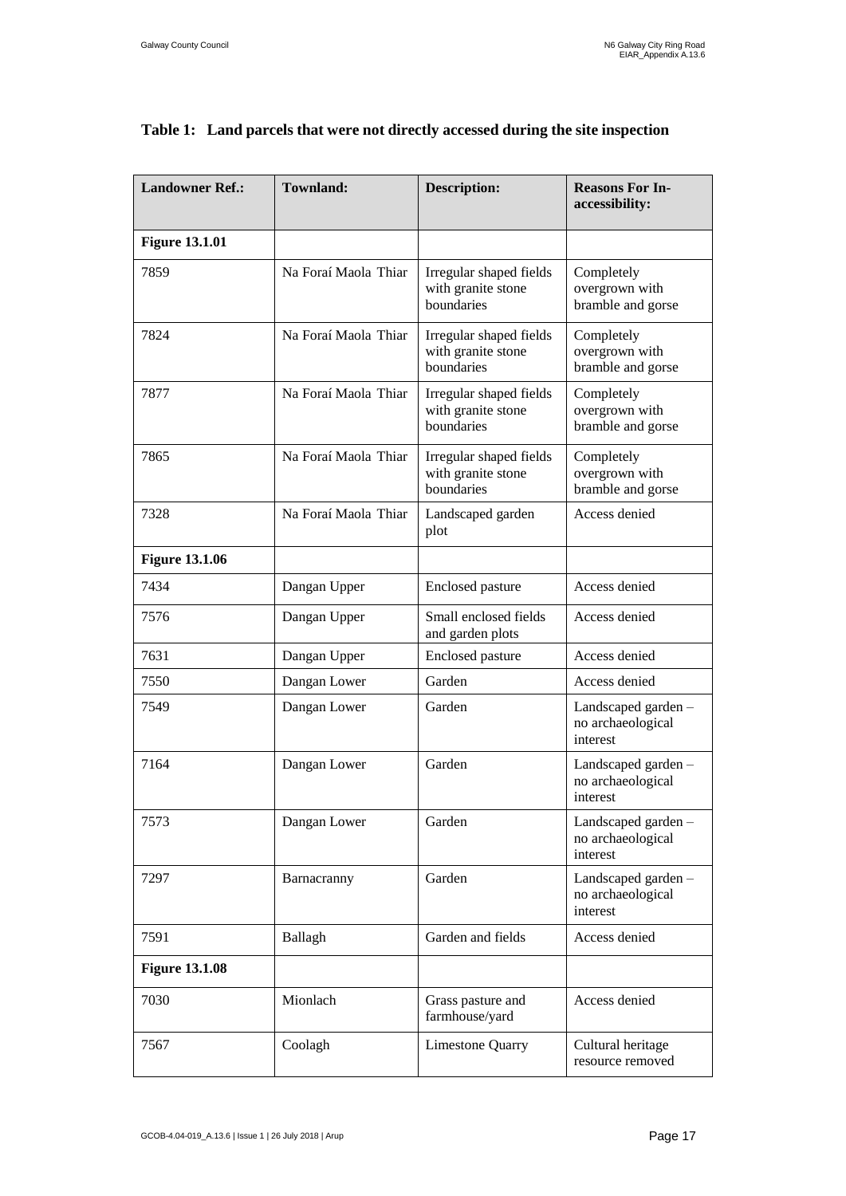**Table 1: Land parcels that were not directly accessed during the site inspection**

| Landowner Ref.: | Townland: | Description: | Reasons For In-accessibility: |
|---|---|---|---|
| **Figure 13.1.01** | | | |
| 7859 | Na Foraí Maola Thiar | Irregular shaped fields with granite stone boundaries | Completely overgrown with bramble and gorse |
| 7824 | Na Foraí Maola Thiar | Irregular shaped fields with granite stone boundaries | Completely overgrown with bramble and gorse |
| 7877 | Na Foraí Maola Thiar | Irregular shaped fields with granite stone boundaries | Completely overgrown with bramble and gorse |
| 7865 | Na Foraí Maola Thiar | Irregular shaped fields with granite stone boundaries | Completely overgrown with bramble and gorse |
| 7328 | Na Foraí Maola Thiar | Landscaped garden plot | Access denied |
| **Figure 13.1.06** | | | |
| 7434 | Dangan Upper | Enclosed pasture | Access denied |
| 7576 | Dangan Upper | Small enclosed fields and garden plots | Access denied |
| 7631 | Dangan Upper | Enclosed pasture | Access denied |
| 7550 | Dangan Lower | Garden | Access denied |
| 7549 | Dangan Lower | Garden | Landscaped garden – no archaeological interest |
| 7164 | Dangan Lower | Garden | Landscaped garden – no archaeological interest |
| 7573 | Dangan Lower | Garden | Landscaped garden – no archaeological interest |
| 7297 | Barnacranny | Garden | Landscaped garden – no archaeological interest |
| 7591 | Ballagh | Garden and fields | Access denied |
| **Figure 13.1.08** | | | |
| 7030 | Mionlach | Grass pasture and farmhouse/yard | Access denied |
| 7567 | Coolagh | Limestone Quarry | Cultural heritage resource removed |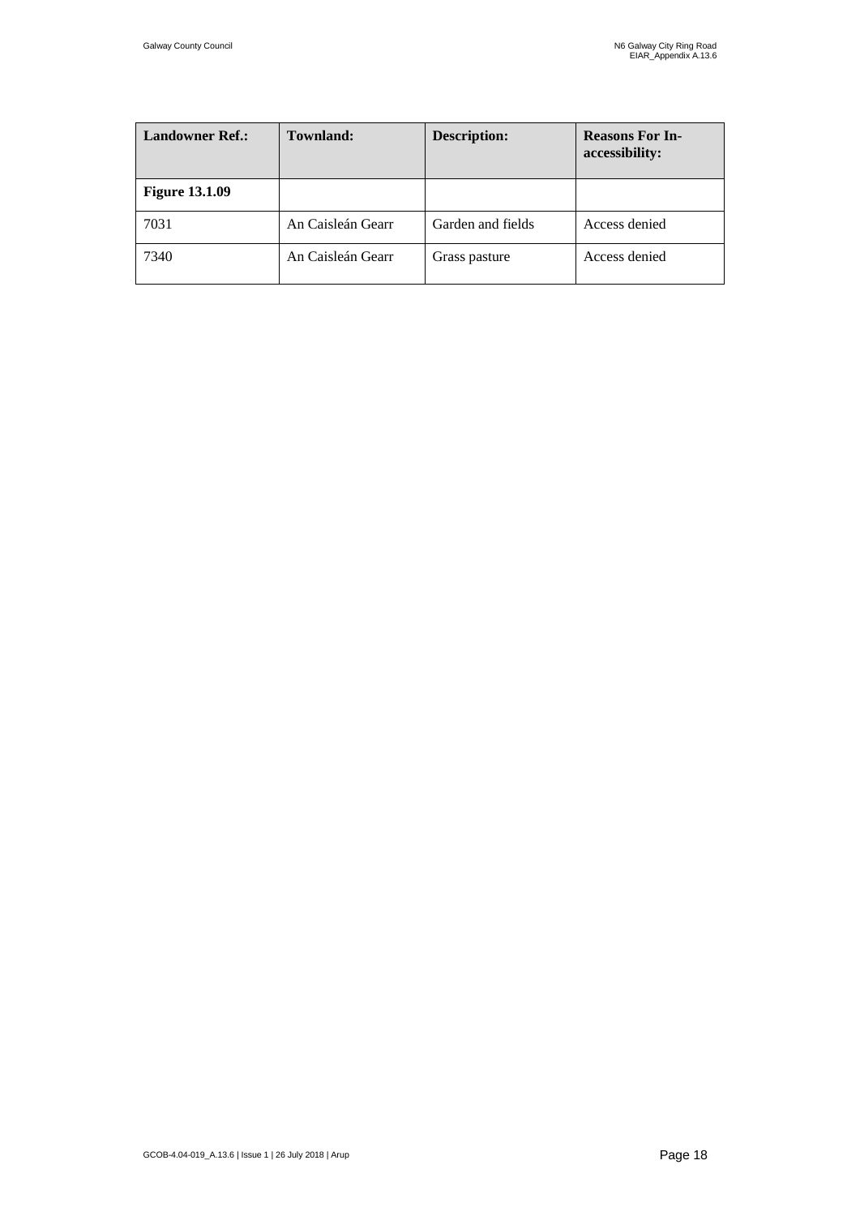| **Landowner Ref.:** | **Townland:** | **Description:** | **Reasons For In-accessibility:** |
|---|---|---|---|
| **Figure 13.1.09** | | | |
| 7031 | An Caisleán Gearr | Garden and fields | Access denied |
| 7340 | An Caisleán Gearr | Grass pasture | Access denied |